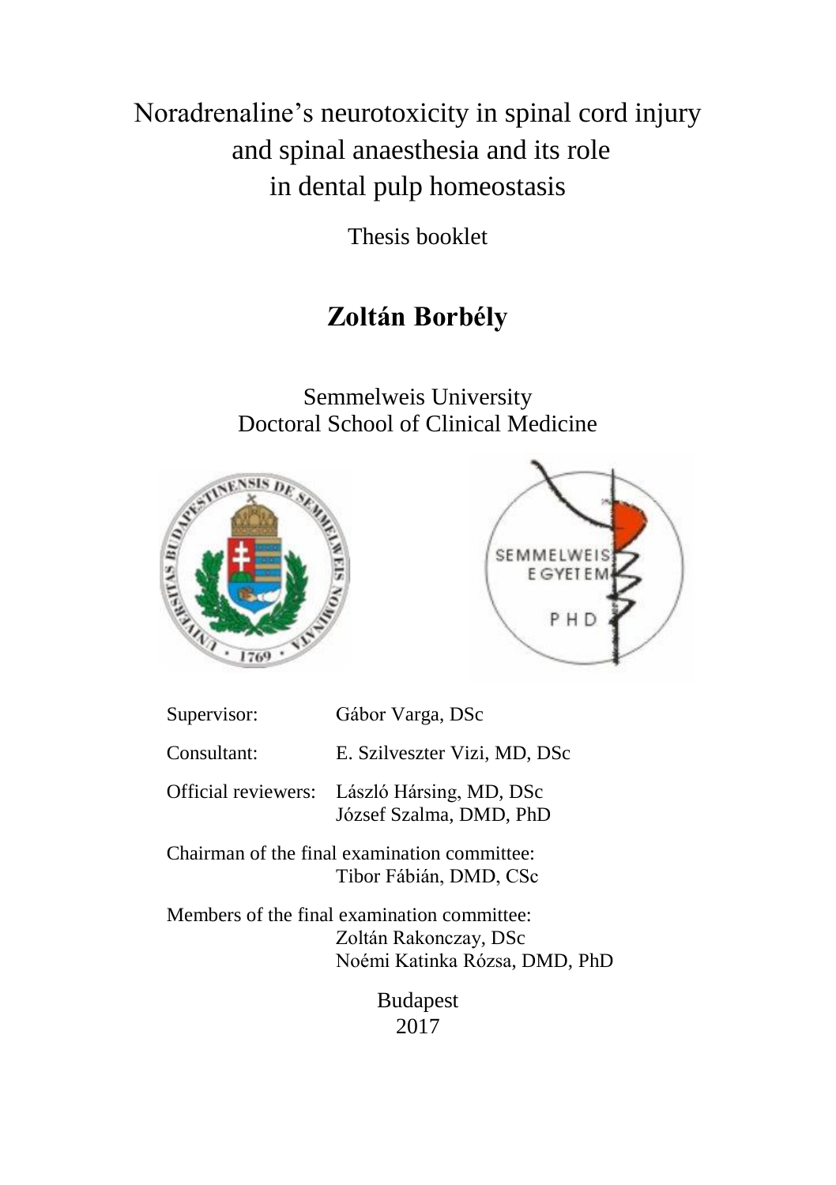# Noradrenaline's neurotoxicity in spinal cord injury and spinal anaesthesia and its role in dental pulp homeostasis

Thesis booklet

## Zoltán Borbély

Semmelweis University
Doctoral School of Clinical Medicine

Supervisor: Gábor Varga, DSc

Consultant: E. Szilveszter Vizi, MD, DSc

Official reviewers: László Hársing, MD, DSc
József Szalma, DMD, PhD

Chairman of the final examination committee:
Tibor Fábián, DMD, CSc

Members of the final examination committee:
Zoltán Rakonczay, DSc
Noémi Katinka Rózsa, DMD, PhD

Budapest
2017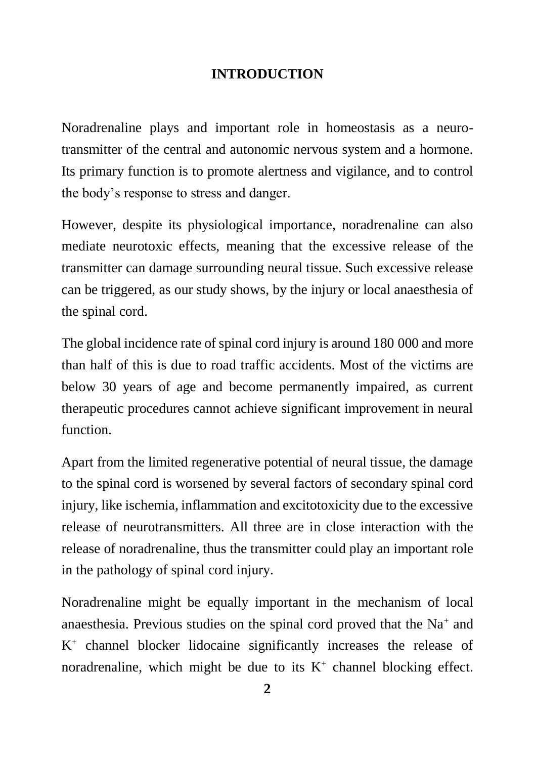# INTRODUCTION

Noradrenaline plays and important role in homeostasis as a neuro-transmitter of the central and autonomic nervous system and a hormone. Its primary function is to promote alertness and vigilance, and to control the body's response to stress and danger.

However, despite its physiological importance, noradrenaline can also mediate neurotoxic effects, meaning that the excessive release of the transmitter can damage surrounding neural tissue. Such excessive release can be triggered, as our study shows, by the injury or local anaesthesia of the spinal cord.

The global incidence rate of spinal cord injury is around 180 000 and more than half of this is due to road traffic accidents. Most of the victims are below 30 years of age and become permanently impaired, as current therapeutic procedures cannot achieve significant improvement in neural function.

Apart from the limited regenerative potential of neural tissue, the damage to the spinal cord is worsened by several factors of secondary spinal cord injury, like ischemia, inflammation and excitotoxicity due to the excessive release of neurotransmitters. All three are in close interaction with the release of noradrenaline, thus the transmitter could play an important role in the pathology of spinal cord injury.

Noradrenaline might be equally important in the mechanism of local anaesthesia. Previous studies on the spinal cord proved that the $Na^+$ and $K^+$ channel blocker lidocaine significantly increases the release of noradrenaline, which might be due to its $K^+$ channel blocking effect.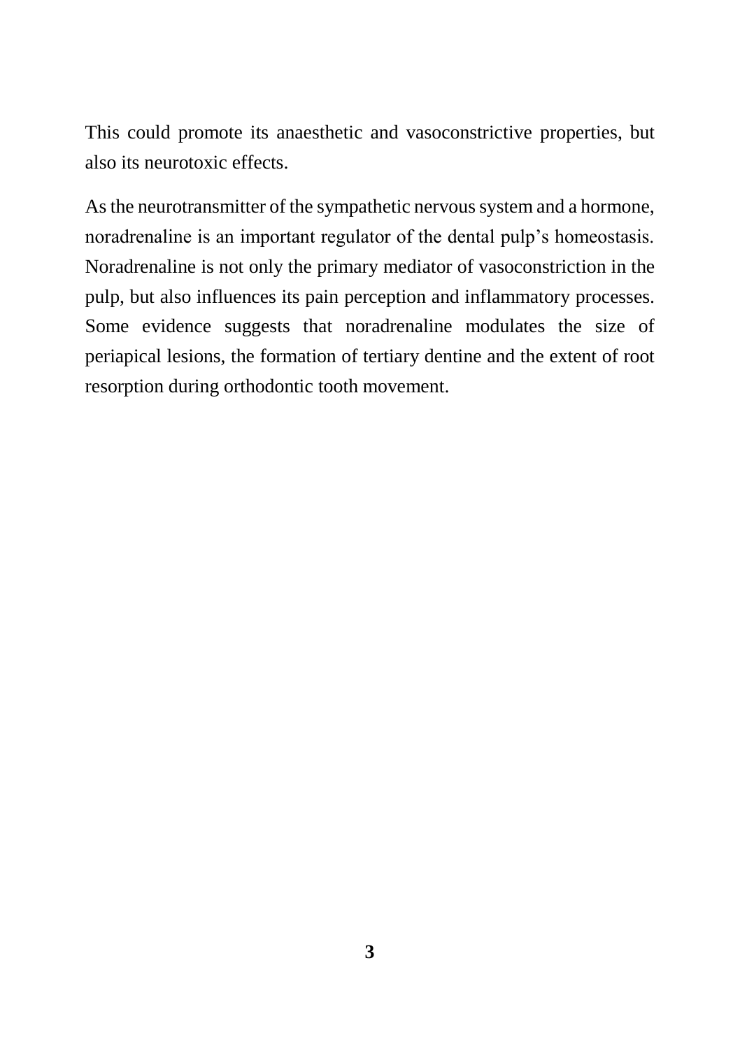This could promote its anaesthetic and vasoconstrictive properties, but also its neurotoxic effects.

As the neurotransmitter of the sympathetic nervous system and a hormone, noradrenaline is an important regulator of the dental pulp's homeostasis. Noradrenaline is not only the primary mediator of vasoconstriction in the pulp, but also influences its pain perception and inflammatory processes. Some evidence suggests that noradrenaline modulates the size of periapical lesions, the formation of tertiary dentine and the extent of root resorption during orthodontic tooth movement.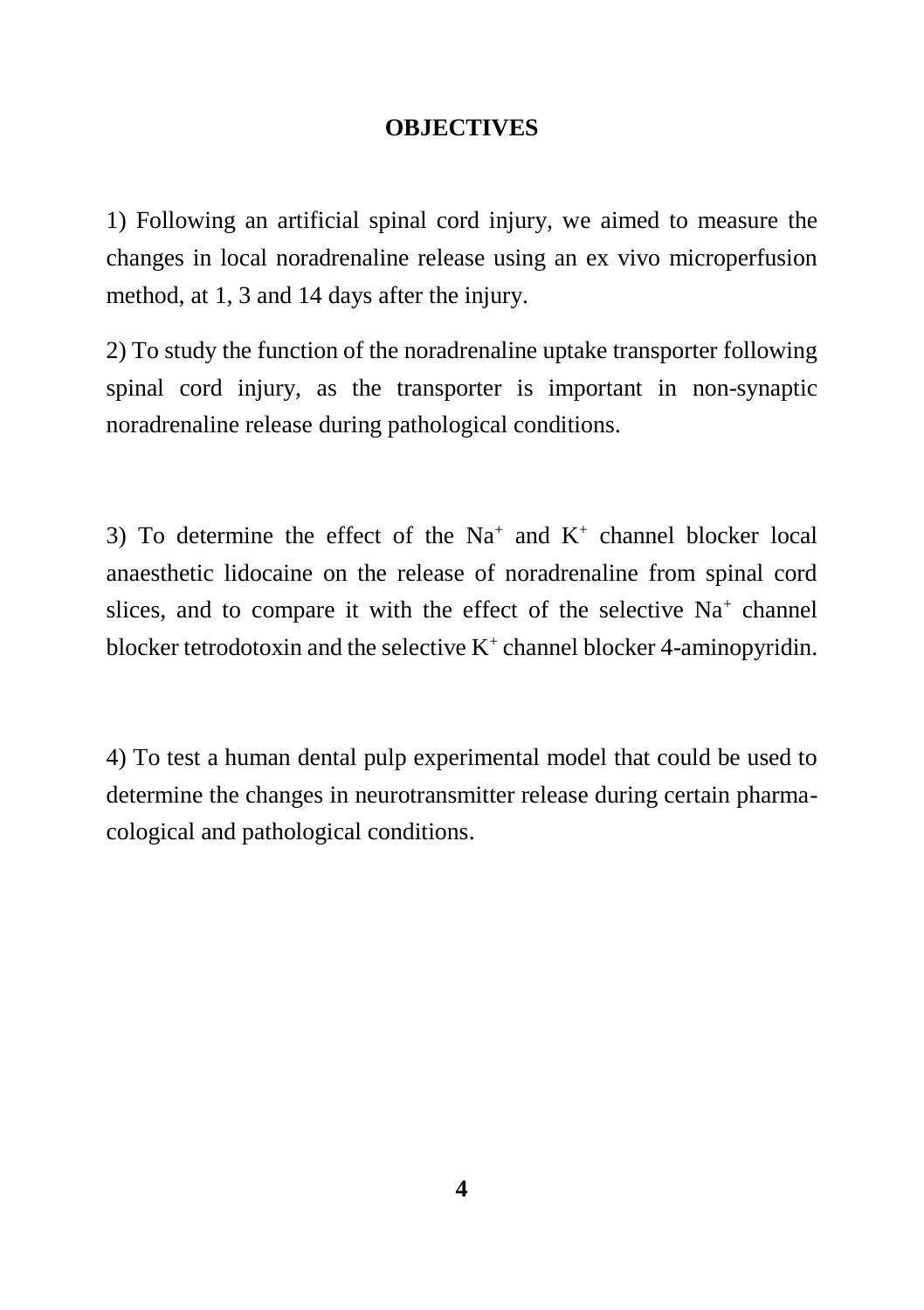## OBJECTIVES

1) Following an artificial spinal cord injury, we aimed to measure the changes in local noradrenaline release using an ex vivo microperfusion method, at 1, 3 and 14 days after the injury.

2) To study the function of the noradrenaline uptake transporter following spinal cord injury, as the transporter is important in non-synaptic noradrenaline release during pathological conditions.

3) To determine the effect of the $Na^+$ and $K^+$ channel blocker local anaesthetic lidocaine on the release of noradrenaline from spinal cord slices, and to compare it with the effect of the selective $Na^+$ channel blocker tetrodotoxin and the selective $K^+$ channel blocker 4-aminopyridin.

4) To test a human dental pulp experimental model that could be used to determine the changes in neurotransmitter release during certain pharmacological and pathological conditions.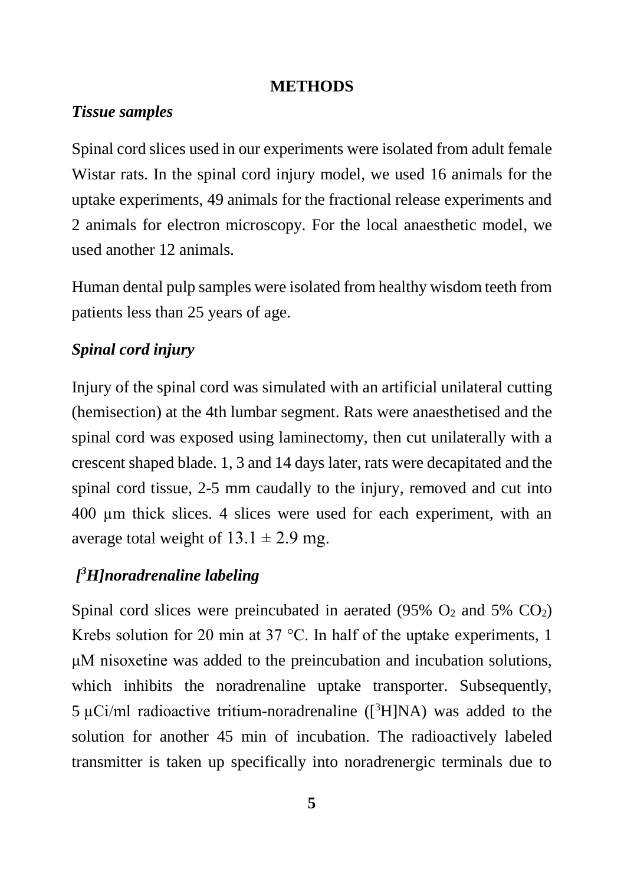# METHODS

### *Tissue samples*

Spinal cord slices used in our experiments were isolated from adult female Wistar rats. In the spinal cord injury model, we used 16 animals for the uptake experiments, 49 animals for the fractional release experiments and 2 animals for electron microscopy. For the local anaesthetic model, we used another 12 animals.

Human dental pulp samples were isolated from healthy wisdom teeth from patients less than 25 years of age.

### *Spinal cord injury*

Injury of the spinal cord was simulated with an artificial unilateral cutting (hemisection) at the 4th lumbar segment. Rats were anaesthetised and the spinal cord was exposed using laminectomy, then cut unilaterally with a crescent shaped blade. 1, 3 and 14 days later, rats were decapitated and the spinal cord tissue, 2-5 mm caudally to the injury, removed and cut into 400 μm thick slices. 4 slices were used for each experiment, with an average total weight of $13.1 \pm 2.9$ mg.

### *[$^3$H]noradrenaline labeling*

Spinal cord slices were preincubated in aerated (95% $O_2$ and 5% $CO_2$) Krebs solution for 20 min at 37 °C. In half of the uptake experiments, 1 μM nisoxetine was added to the preincubation and incubation solutions, which inhibits the noradrenaline uptake transporter. Subsequently, 5 μCi/ml radioactive tritium-noradrenaline ([$^3$H]NA) was added to the solution for another 45 min of incubation. The radioactively labeled transmitter is taken up specifically into noradrenergic terminals due to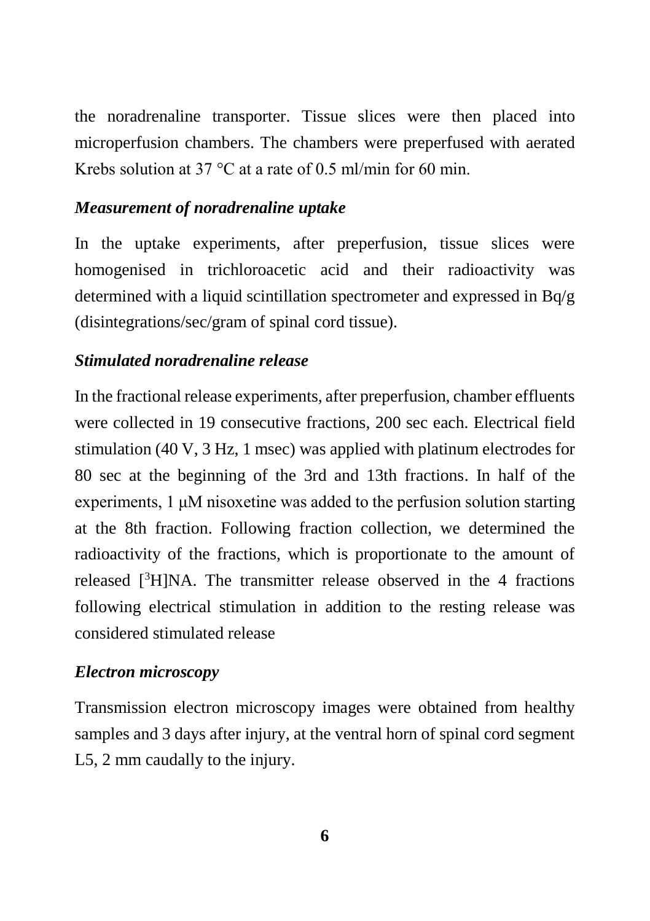the noradrenaline transporter. Tissue slices were then placed into microperfusion chambers. The chambers were preperfused with aerated Krebs solution at 37 °C at a rate of 0.5 ml/min for 60 min.

### *Measurement of noradrenaline uptake*

In the uptake experiments, after preperfusion, tissue slices were homogenised in trichloroacetic acid and their radioactivity was determined with a liquid scintillation spectrometer and expressed in Bq/g (disintegrations/sec/gram of spinal cord tissue).

### *Stimulated noradrenaline release*

In the fractional release experiments, after preperfusion, chamber effluents were collected in 19 consecutive fractions, 200 sec each. Electrical field stimulation (40 V, 3 Hz, 1 msec) was applied with platinum electrodes for 80 sec at the beginning of the 3rd and 13th fractions. In half of the experiments, 1 μM nisoxetine was added to the perfusion solution starting at the 8th fraction. Following fraction collection, we determined the radioactivity of the fractions, which is proportionate to the amount of released [$^3$H]NA. The transmitter release observed in the 4 fractions following electrical stimulation in addition to the resting release was considered stimulated release

### *Electron microscopy*

Transmission electron microscopy images were obtained from healthy samples and 3 days after injury, at the ventral horn of spinal cord segment L5, 2 mm caudally to the injury.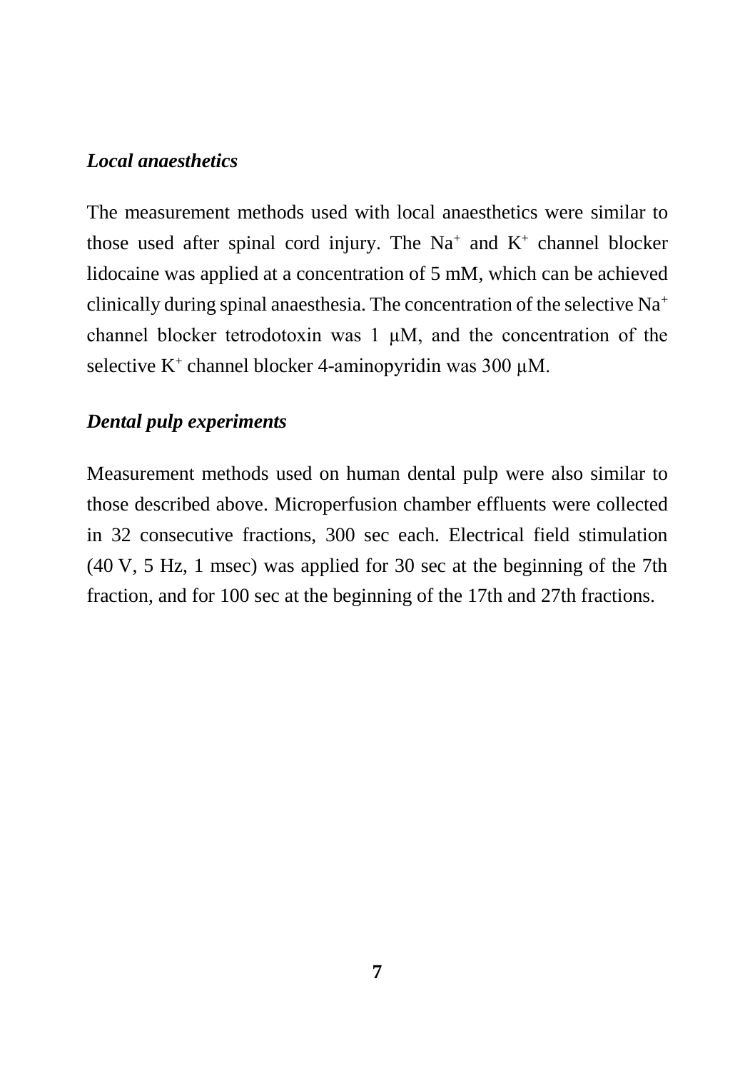### *Local anaesthetics*

The measurement methods used with local anaesthetics were similar to those used after spinal cord injury. The $Na^+$ and $K^+$ channel blocker lidocaine was applied at a concentration of 5 mM, which can be achieved clinically during spinal anaesthesia. The concentration of the selective $Na^+$ channel blocker tetrodotoxin was 1 μM, and the concentration of the selective $K^+$ channel blocker 4-aminopyridin was 300 μM.

### *Dental pulp experiments*

Measurement methods used on human dental pulp were also similar to those described above. Microperfusion chamber effluents were collected in 32 consecutive fractions, 300 sec each. Electrical field stimulation (40 V, 5 Hz, 1 msec) was applied for 30 sec at the beginning of the 7th fraction, and for 100 sec at the beginning of the 17th and 27th fractions.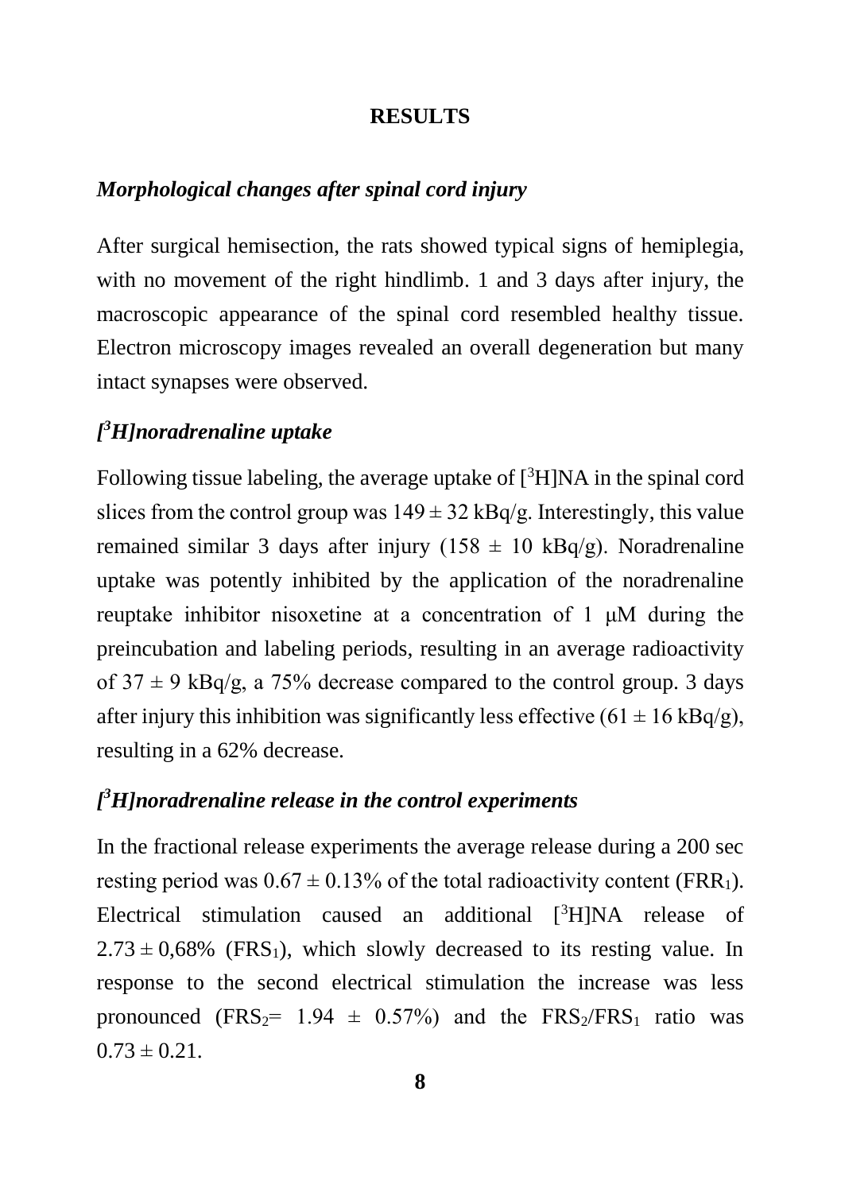## RESULTS

### *Morphological changes after spinal cord injury*

After surgical hemisection, the rats showed typical signs of hemiplegia, with no movement of the right hindlimb. 1 and 3 days after injury, the macroscopic appearance of the spinal cord resembled healthy tissue. Electron microscopy images revealed an overall degeneration but many intact synapses were observed.

### *[$^3$H]noradrenaline uptake*

Following tissue labeling, the average uptake of [$^3$H]NA in the spinal cord slices from the control group was $149 \pm 32$ kBq/g. Interestingly, this value remained similar 3 days after injury ($158 \pm 10$ kBq/g). Noradrenaline uptake was potently inhibited by the application of the noradrenaline reuptake inhibitor nisoxetine at a concentration of 1 μM during the preincubation and labeling periods, resulting in an average radioactivity of $37 \pm 9$ kBq/g, a 75% decrease compared to the control group. 3 days after injury this inhibition was significantly less effective ($61 \pm 16$ kBq/g), resulting in a 62% decrease.

### *[$^3$H]noradrenaline release in the control experiments*

In the fractional release experiments the average release during a 200 sec resting period was $0.67 \pm 0.13$% of the total radioactivity content ($FRR_1$). Electrical stimulation caused an additional [$^3$H]NA release of $2.73 \pm 0,68$% ($FRS_1$), which slowly decreased to its resting value. In response to the second electrical stimulation the increase was less pronounced ($FRS_2 = 1.94 \pm 0.57$%) and the $FRS_2/FRS_1$ ratio was $0.73 \pm 0.21$.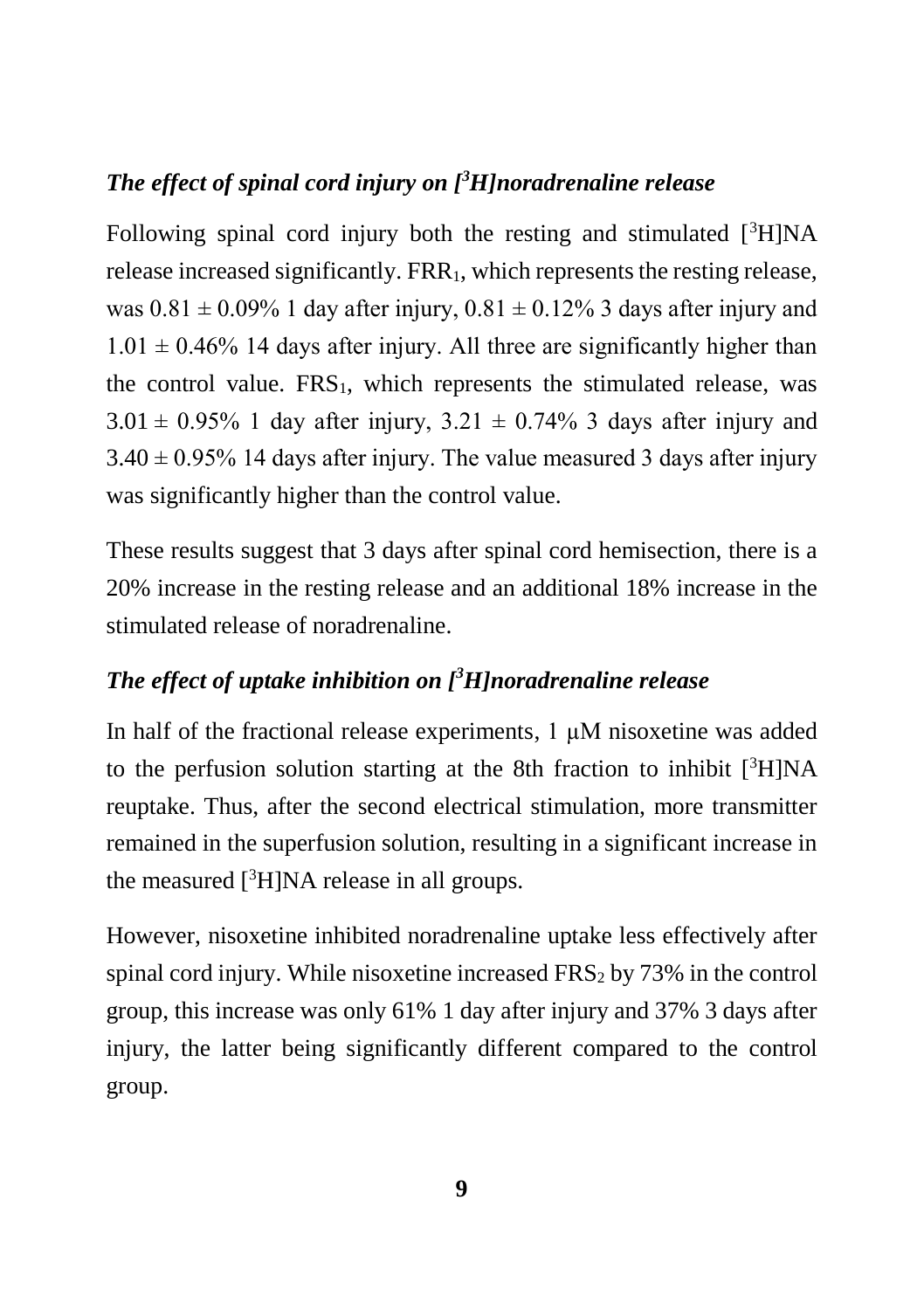### *The effect of spinal cord injury on [$^3$H]noradrenaline release*

Following spinal cord injury both the resting and stimulated [$^3$H]NA release increased significantly. $FRR_1$, which represents the resting release, was $0.81 \pm 0.09\%$ 1 day after injury, $0.81 \pm 0.12\%$ 3 days after injury and $1.01 \pm 0.46\%$ 14 days after injury. All three are significantly higher than the control value. $FRS_1$, which represents the stimulated release, was $3.01 \pm 0.95\%$ 1 day after injury, $3.21 \pm 0.74\%$ 3 days after injury and $3.40 \pm 0.95\%$ 14 days after injury. The value measured 3 days after injury was significantly higher than the control value.

These results suggest that 3 days after spinal cord hemisection, there is a 20% increase in the resting release and an additional 18% increase in the stimulated release of noradrenaline.

### *The effect of uptake inhibition on [$^3$H]noradrenaline release*

In half of the fractional release experiments, 1 μM nisoxetine was added to the perfusion solution starting at the 8th fraction to inhibit [$^3$H]NA reuptake. Thus, after the second electrical stimulation, more transmitter remained in the superfusion solution, resulting in a significant increase in the measured [$^3$H]NA release in all groups.

However, nisoxetine inhibited noradrenaline uptake less effectively after spinal cord injury. While nisoxetine increased $FRS_2$ by 73% in the control group, this increase was only 61% 1 day after injury and 37% 3 days after injury, the latter being significantly different compared to the control group.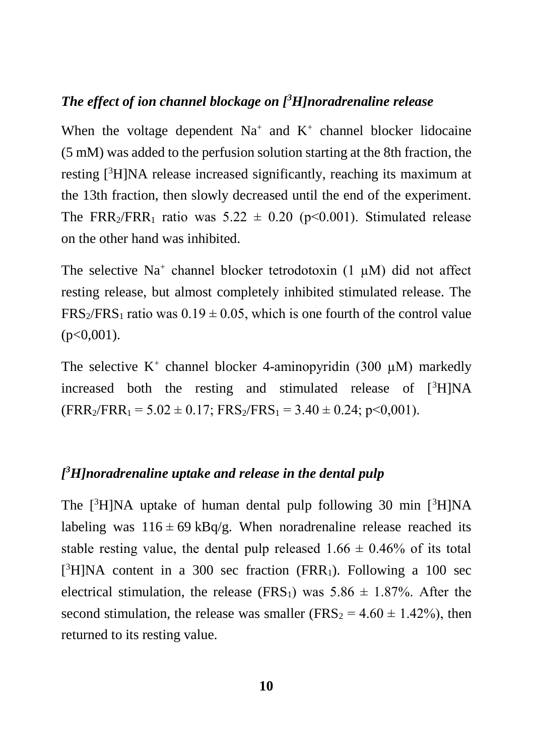### *The effect of ion channel blockage on [$^3$H]noradrenaline release*

When the voltage dependent $Na^+$ and $K^+$ channel blocker lidocaine (5 mM) was added to the perfusion solution starting at the 8th fraction, the resting [$^3$H]NA release increased significantly, reaching its maximum at the 13th fraction, then slowly decreased until the end of the experiment. The $FRR_2/FRR_1$ ratio was $5.22 \pm 0.20$ ($p<0.001$). Stimulated release on the other hand was inhibited.

The selective $Na^+$ channel blocker tetrodotoxin (1 μM) did not affect resting release, but almost completely inhibited stimulated release. The $FRS_2/FRS_1$ ratio was $0.19 \pm 0.05$, which is one fourth of the control value ($p<0,001$).

The selective $K^+$ channel blocker 4-aminopyridin (300 μM) markedly increased both the resting and stimulated release of [$^3$H]NA ($FRR_2/FRR_1 = 5.02 \pm 0.17$; $FRS_2/FRS_1 = 3.40 \pm 0.24$; $p<0,001$).

### *[$^3$H]noradrenaline uptake and release in the dental pulp*

The [$^3$H]NA uptake of human dental pulp following 30 min [$^3$H]NA labeling was $116 \pm 69$ kBq/g. When noradrenaline release reached its stable resting value, the dental pulp released $1.66 \pm 0.46\%$ of its total [$^3$H]NA content in a 300 sec fraction ($FRR_1$). Following a 100 sec electrical stimulation, the release ($FRS_1$) was $5.86 \pm 1.87\%$. After the second stimulation, the release was smaller ($FRS_2 = 4.60 \pm 1.42\%$), then returned to its resting value.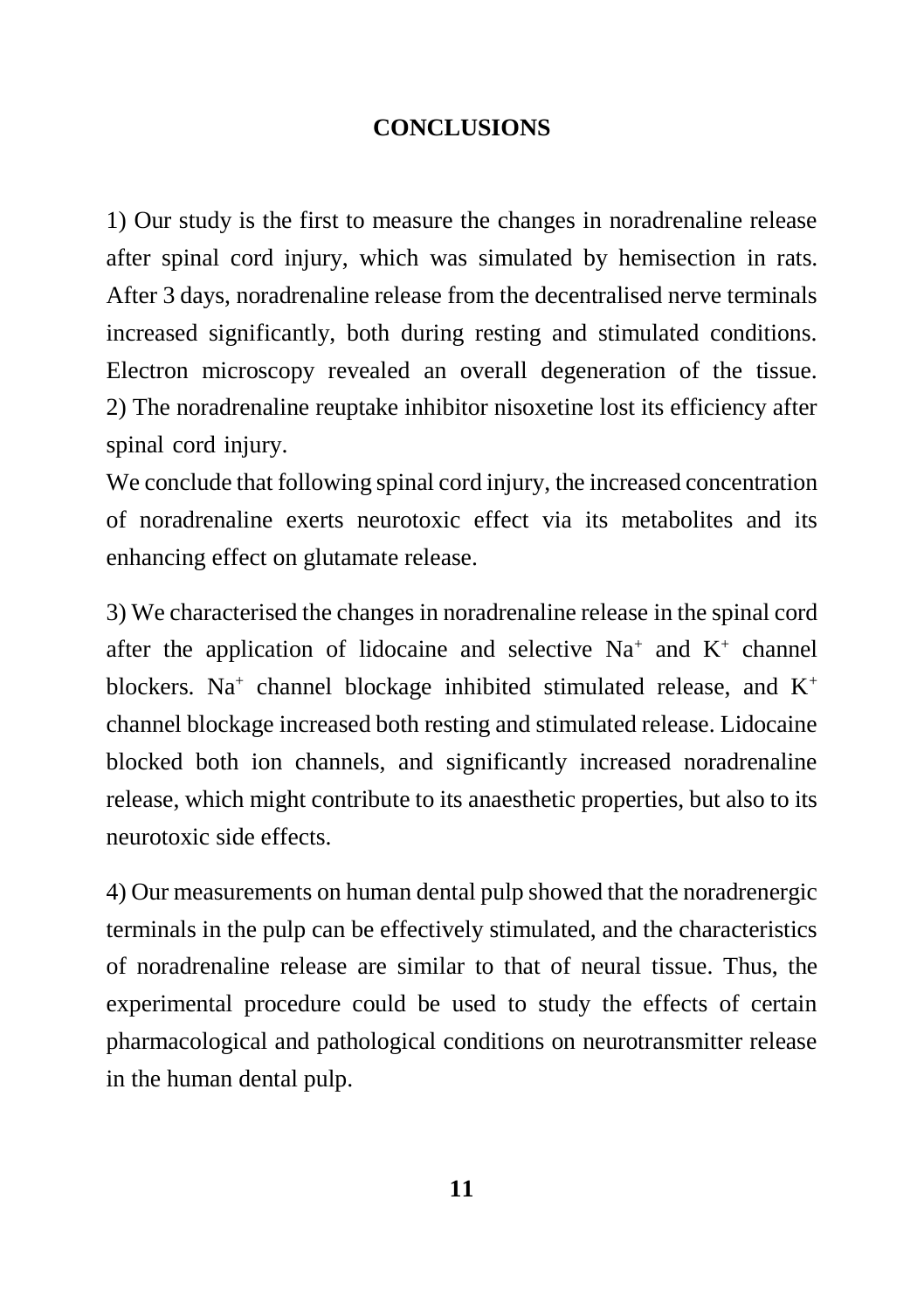## CONCLUSIONS

1) Our study is the first to measure the changes in noradrenaline release after spinal cord injury, which was simulated by hemisection in rats. After 3 days, noradrenaline release from the decentralised nerve terminals increased significantly, both during resting and stimulated conditions. Electron microscopy revealed an overall degeneration of the tissue.
2) The noradrenaline reuptake inhibitor nisoxetine lost its efficiency after spinal cord injury.
We conclude that following spinal cord injury, the increased concentration of noradrenaline exerts neurotoxic effect via its metabolites and its enhancing effect on glutamate release.

3) We characterised the changes in noradrenaline release in the spinal cord after the application of lidocaine and selective $Na^+$ and $K^+$ channel blockers. $Na^+$ channel blockage inhibited stimulated release, and $K^+$ channel blockage increased both resting and stimulated release. Lidocaine blocked both ion channels, and significantly increased noradrenaline release, which might contribute to its anaesthetic properties, but also to its neurotoxic side effects.

4) Our measurements on human dental pulp showed that the noradrenergic terminals in the pulp can be effectively stimulated, and the characteristics of noradrenaline release are similar to that of neural tissue. Thus, the experimental procedure could be used to study the effects of certain pharmacological and pathological conditions on neurotransmitter release in the human dental pulp.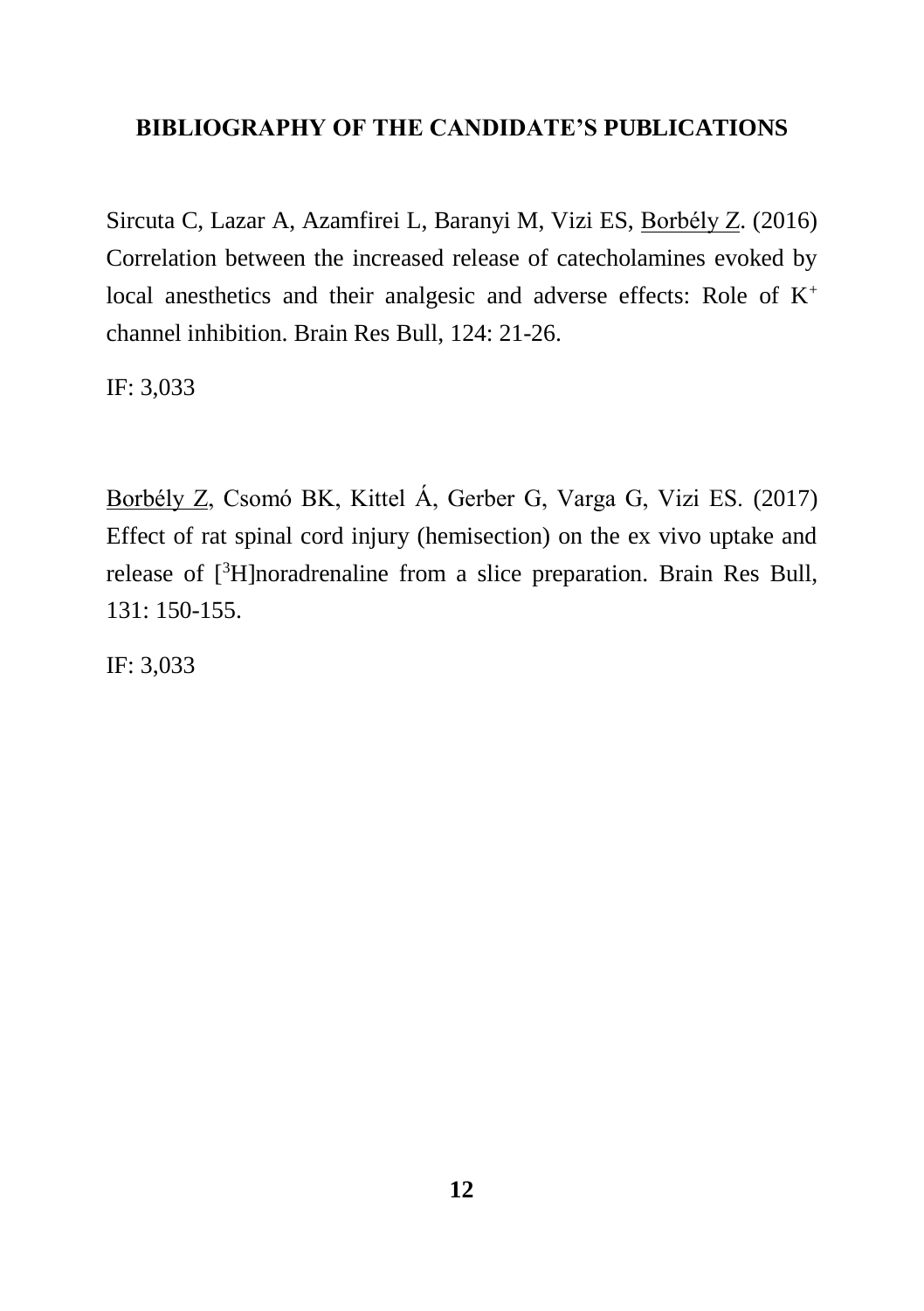## BIBLIOGRAPHY OF THE CANDIDATE'S PUBLICATIONS

Sircuta C, Lazar A, Azamfirei L, Baranyi M, Vizi ES, <u>Borbély Z</u>. (2016) Correlation between the increased release of catecholamines evoked by local anesthetics and their analgesic and adverse effects: Role of $K^+$ channel inhibition. Brain Res Bull, 124: 21-26.

IF: 3,033

<u>Borbély Z</u>, Csomó BK, Kittel Á, Gerber G, Varga G, Vizi ES. (2017) Effect of rat spinal cord injury (hemisection) on the ex vivo uptake and release of [$^3$H]noradrenaline from a slice preparation. Brain Res Bull, 131: 150-155.

IF: 3,033